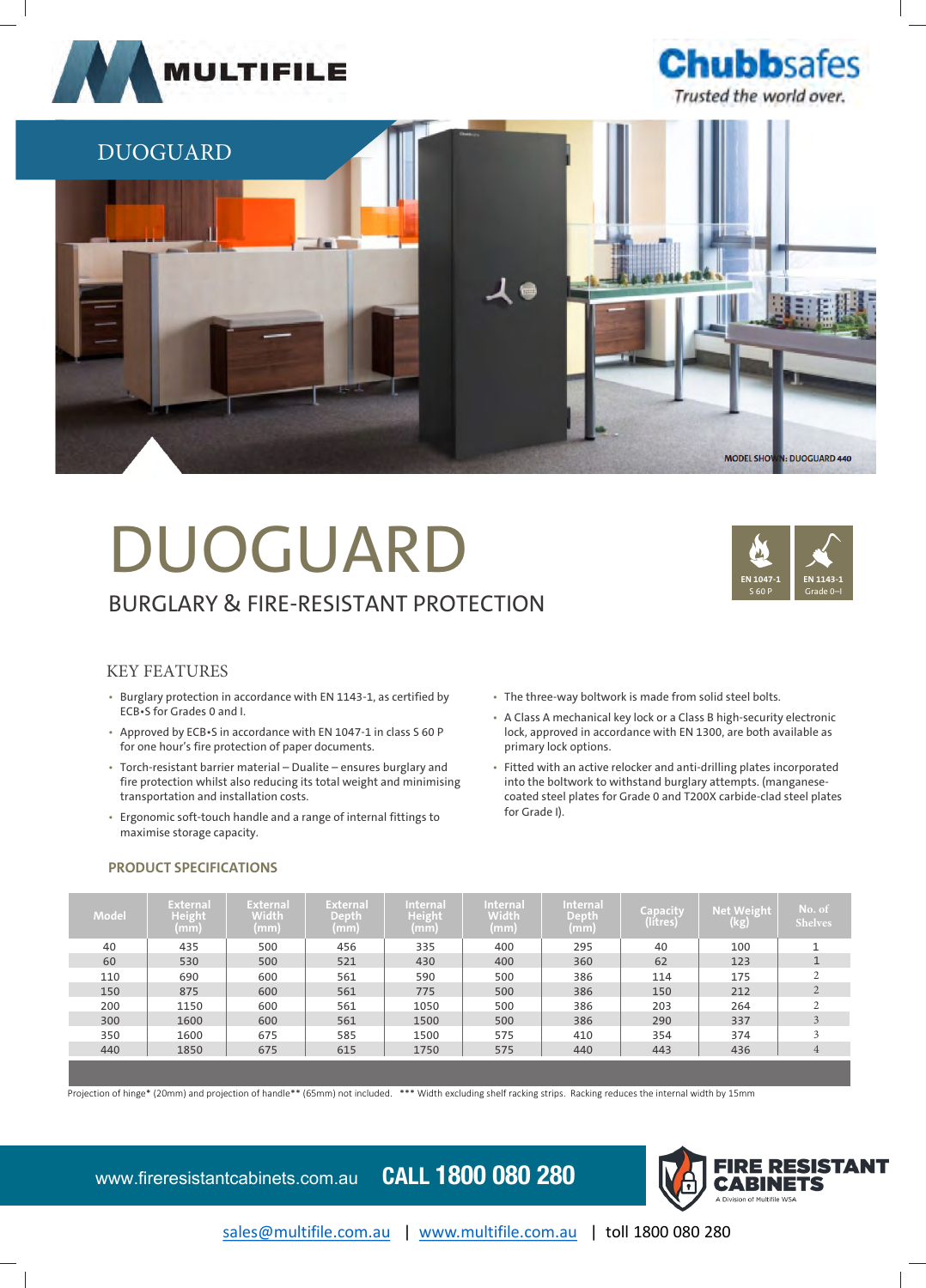MULTIFILE

**Chubbsafes**
*Trusted the world over.*

DUOGUARD

MODEL SHOWN: DUOGUARD 440

# DUOGUARD

## BURGLARY & FIRE-RESISTANT PROTECTION

EN 1047-1 S 60 P | EN 1143-1 Grade 0–I

### KEY FEATURES

- Burglary protection in accordance with EN 1143-1, as certified by ECB•S for Grades 0 and I.
- Approved by ECB•S in accordance with EN 1047-1 in class S 60 P for one hour's fire protection of paper documents.
- Torch-resistant barrier material – Dualite – ensures burglary and fire protection whilst also reducing its total weight and minimising transportation and installation costs.
- Ergonomic soft-touch handle and a range of internal fittings to maximise storage capacity.
- The three-way boltwork is made from solid steel bolts.
- A Class A mechanical key lock or a Class B high-security electronic lock, approved in accordance with EN 1300, are both available as primary lock options.
- Fitted with an active relocker and anti-drilling plates incorporated into the boltwork to withstand burglary attempts. (manganese-coated steel plates for Grade 0 and T200X carbide-clad steel plates for Grade I).

### PRODUCT SPECIFICATIONS

| Model | External Height (mm) | External Width (mm) | External Depth (mm) | Internal Height (mm) | Internal Width (mm) | Internal Depth (mm) | Capacity (litres) | Net Weight (kg) | No. of Shelves |
|---|---|---|---|---|---|---|---|---|---|
| 40 | 435 | 500 | 456 | 335 | 400 | 295 | 40 | 100 | 1 |
| 60 | 530 | 500 | 521 | 430 | 400 | 360 | 62 | 123 | 1 |
| 110 | 690 | 600 | 561 | 590 | 500 | 386 | 114 | 175 | 2 |
| 150 | 875 | 600 | 561 | 775 | 500 | 386 | 150 | 212 | 2 |
| 200 | 1150 | 600 | 561 | 1050 | 500 | 386 | 203 | 264 | 2 |
| 300 | 1600 | 600 | 561 | 1500 | 500 | 386 | 290 | 337 | 3 |
| 350 | 1600 | 675 | 585 | 1500 | 575 | 410 | 354 | 374 | 3 |
| 440 | 1850 | 675 | 615 | 1750 | 575 | 440 | 443 | 436 | 4 |

Projection of hinge* (20mm) and projection of handle** (65mm) not included. *** Width excluding shelf racking strips. Racking reduces the internal width by 15mm

www.fireresistantcabinets.com.au **CALL 1800 080 280**

**FIRE RESISTANT CABINETS** A Division of Multifile WSA

sales@multifile.com.au | www.multifile.com.au | toll 1800 080 280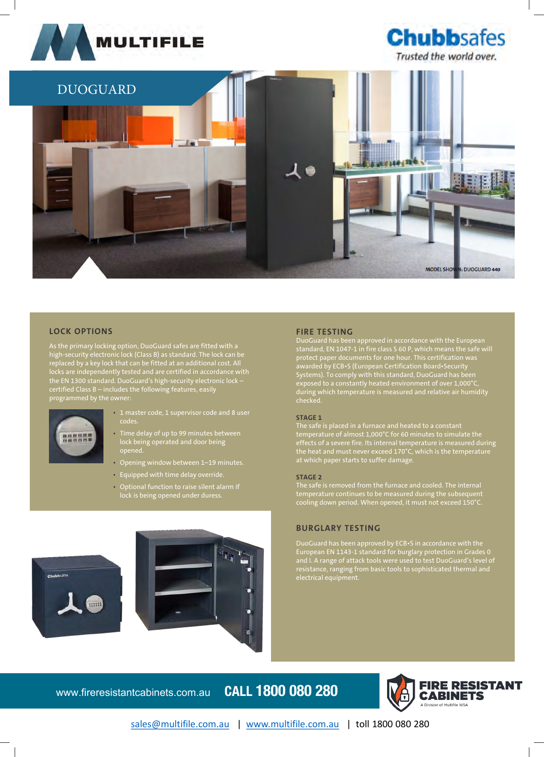MULTIFILE

**Chubbsafes**
*Trusted the world over.*

# DUOGUARD

MODEL SHOWN: DUOGUARD 440

## LOCK OPTIONS

As the primary locking option, DuoGuard safes are fitted with a high-security electronic lock (Class B) as standard. The lock can be replaced by a key lock that can be fitted at an additional cost. All locks are independently tested and are certified in accordance with the EN 1300 standard. DuoGuard's high-security electronic lock – certified Class B – includes the following features, easily programmed by the owner:

- 1 master code, 1 supervisor code and 8 user codes.
- Time delay of up to 99 minutes between lock being operated and door being opened.
- Opening window between 1–19 minutes.
- Equipped with time delay override.
- Optional function to raise silent alarm if lock is being opened under duress.

## FIRE TESTING

DuoGuard has been approved in accordance with the European standard, EN 1047-1 in fire class S 60 P, which means the safe will protect paper documents for one hour. This certification was awarded by ECB•S (European Certification Board•Security Systems). To comply with this standard, DuoGuard has been exposed to a constantly heated environment of over 1,000°C, during which temperature is measured and relative air humidity checked.

### STAGE 1

The safe is placed in a furnace and heated to a constant temperature of almost 1,000°C for 60 minutes to simulate the effects of a severe fire. Its internal temperature is measured during the heat and must never exceed 170°C, which is the temperature at which paper starts to suffer damage.

### STAGE 2

The safe is removed from the furnace and cooled. The internal temperature continues to be measured during the subsequent cooling down period. When opened, it must not exceed 150°C.

## BURGLARY TESTING

DuoGuard has been approved by ECB•S in accordance with the European EN 1143-1 standard for burglary protection in Grades 0 and I. A range of attack tools were used to test DuoGuard's level of resistance, ranging from basic tools to sophisticated thermal and electrical equipment.

www.fireresistantcabinets.com.au **CALL 1800 080 280**

**FIRE RESISTANT CABINETS**
A Division of Multifile WSA

sales@multifile.com.au | www.multifile.com.au | toll 1800 080 280